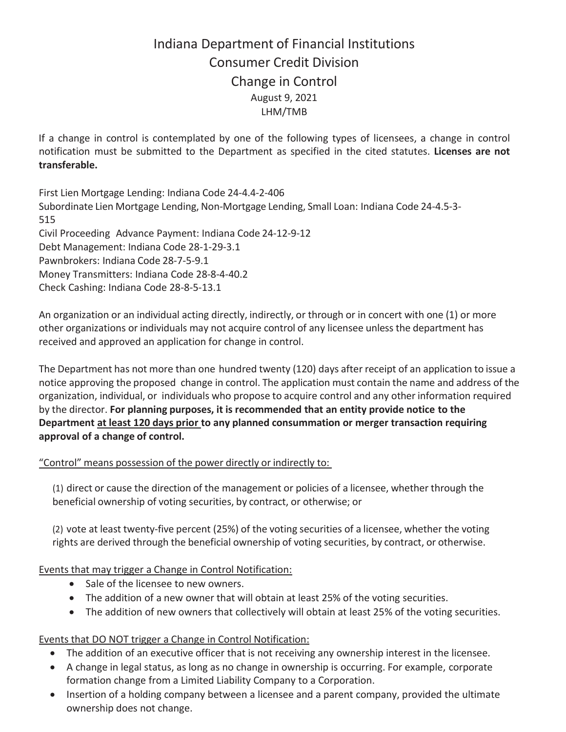# Indiana Department of Financial Institutions
## Consumer Credit Division
## Change in Control

August 9, 2021
LHM/TMB

If a change in control is contemplated by one of the following types of licensees, a change in control notification must be submitted to the Department as specified in the cited statutes. **Licenses are not transferable.**

First Lien Mortgage Lending: Indiana Code 24-4.4-2-406
Subordinate Lien Mortgage Lending, Non-Mortgage Lending, Small Loan: Indiana Code 24-4.5-3-515
Civil Proceeding Advance Payment: Indiana Code 24-12-9-12
Debt Management: Indiana Code 28-1-29-3.1
Pawnbrokers: Indiana Code 28-7-5-9.1
Money Transmitters: Indiana Code 28-8-4-40.2
Check Cashing: Indiana Code 28-8-5-13.1

An organization or an individual acting directly, indirectly, or through or in concert with one (1) or more other organizations or individuals may not acquire control of any licensee unless the department has received and approved an application for change in control.

The Department has not more than one hundred twenty (120) days after receipt of an application to issue a notice approving the proposed change in control. The application must contain the name and address of the organization, individual, or individuals who propose to acquire control and any other information required by the director. **For planning purposes, it is recommended that an entity provide notice to the Department <u>at least 120 days prior</u> to any planned consummation or merger transaction requiring approval of a change of control.**

<u>"Control" means possession of the power directly or indirectly to:</u>

(1) direct or cause the direction of the management or policies of a licensee, whether through the beneficial ownership of voting securities, by contract, or otherwise; or

(2) vote at least twenty-five percent (25%) of the voting securities of a licensee, whether the voting rights are derived through the beneficial ownership of voting securities, by contract, or otherwise.

<u>Events that may trigger a Change in Control Notification:</u>

- Sale of the licensee to new owners.
- The addition of a new owner that will obtain at least 25% of the voting securities.
- The addition of new owners that collectively will obtain at least 25% of the voting securities.

<u>Events that DO NOT trigger a Change in Control Notification:</u>

- The addition of an executive officer that is not receiving any ownership interest in the licensee.
- A change in legal status, as long as no change in ownership is occurring. For example, corporate formation change from a Limited Liability Company to a Corporation.
- Insertion of a holding company between a licensee and a parent company, provided the ultimate ownership does not change.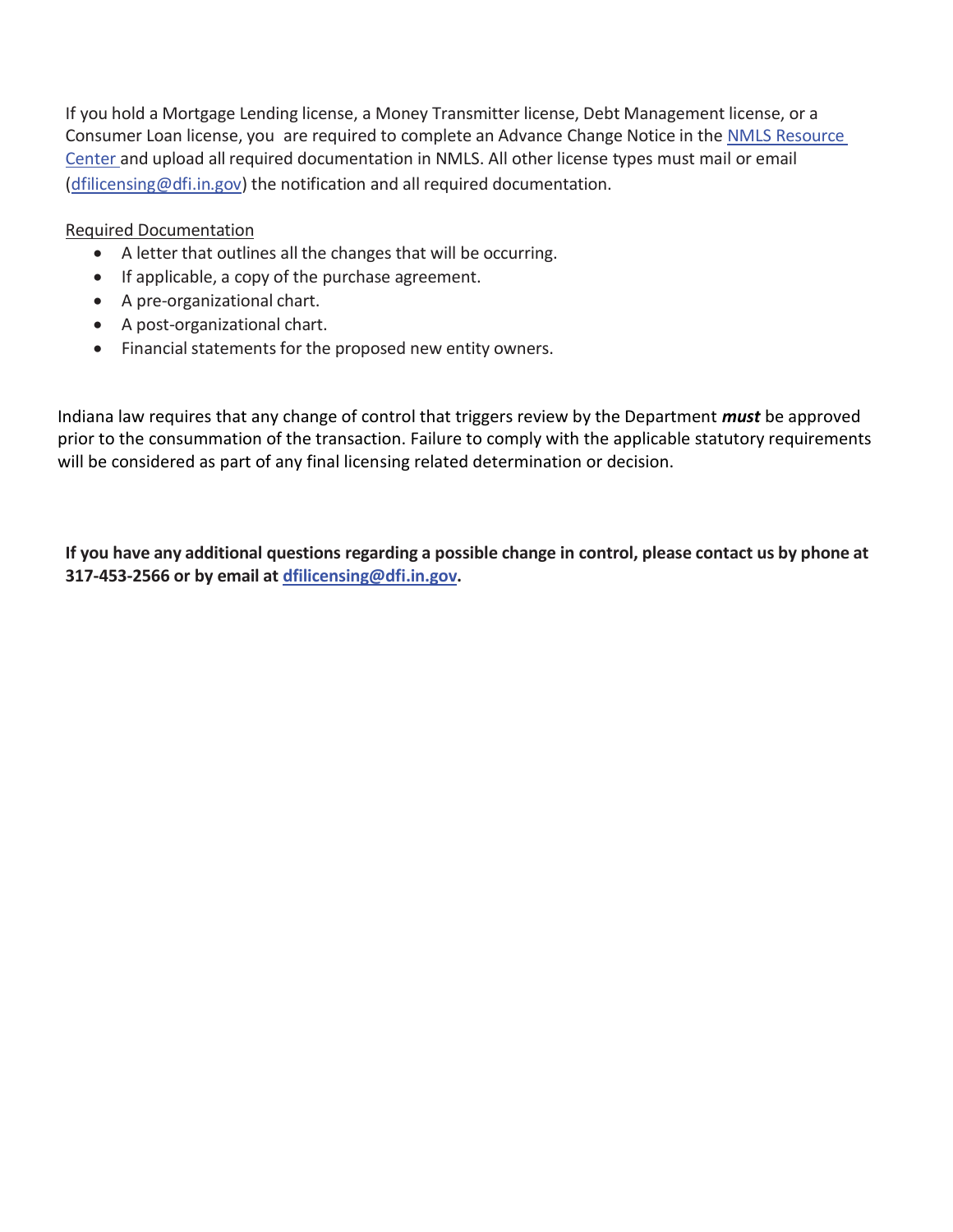If you hold a Mortgage Lending license, a Money Transmitter license, Debt Management license, or a Consumer Loan license, you are required to complete an Advance Change Notice in the NMLS Resource Center and upload all required documentation in NMLS. All other license types must mail or email (dfilicensing@dfi.in.gov) the notification and all required documentation.

Required Documentation

- A letter that outlines all the changes that will be occurring.
- If applicable, a copy of the purchase agreement.
- A pre-organizational chart.
- A post-organizational chart.
- Financial statements for the proposed new entity owners.

Indiana law requires that any change of control that triggers review by the Department ***must*** be approved prior to the consummation of the transaction. Failure to comply with the applicable statutory requirements will be considered as part of any final licensing related determination or decision.

**If you have any additional questions regarding a possible change in control, please contact us by phone at 317-453-2566 or by email at dfilicensing@dfi.in.gov.**